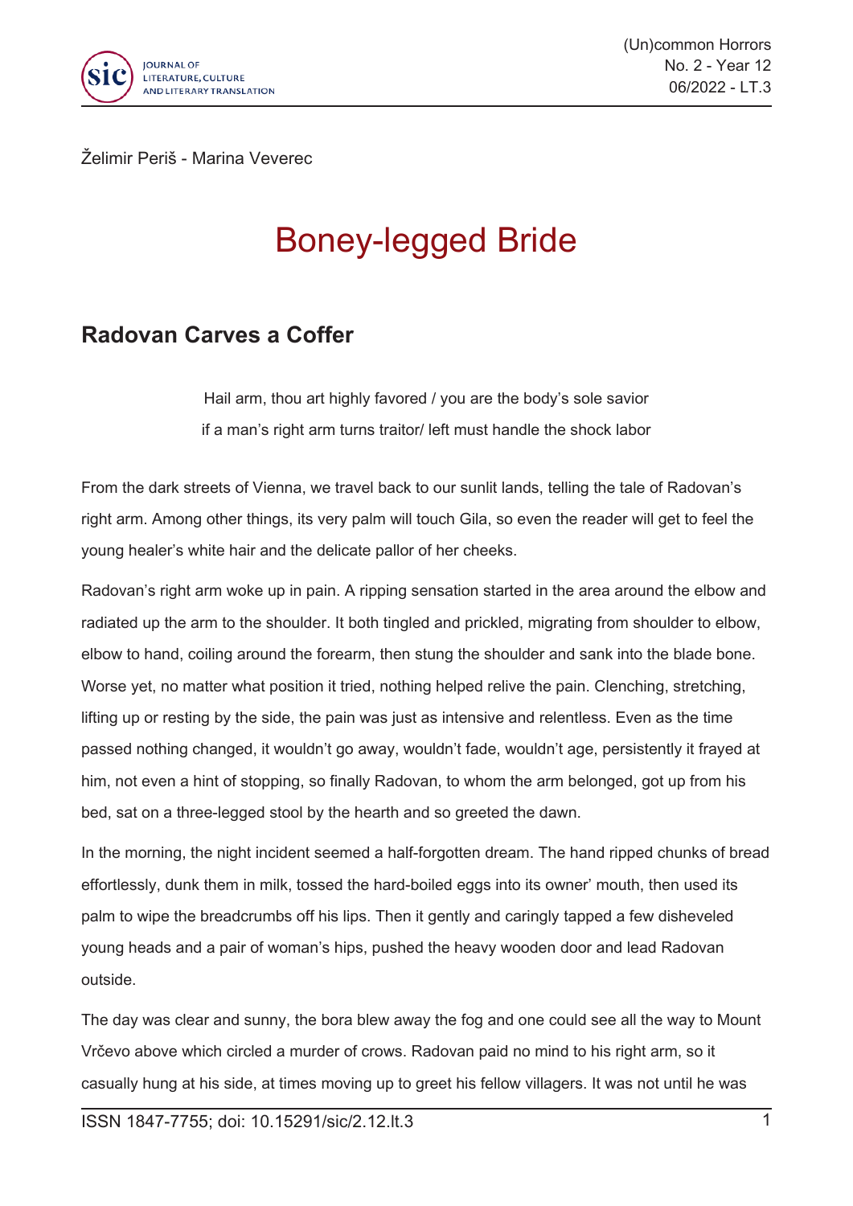Želimir Periš - Marina Veverec

# Boney-legged Bride

## Radovan Carves a Coffer

> Hail arm, thou art highly favored / you are the body's sole savior
> if a man's right arm turns traitor/ left must handle the shock labor

From the dark streets of Vienna, we travel back to our sunlit lands, telling the tale of Radovan's right arm. Among other things, its very palm will touch Gila, so even the reader will get to feel the young healer's white hair and the delicate pallor of her cheeks.

Radovan's right arm woke up in pain. A ripping sensation started in the area around the elbow and radiated up the arm to the shoulder. It both tingled and prickled, migrating from shoulder to elbow, elbow to hand, coiling around the forearm, then stung the shoulder and sank into the blade bone. Worse yet, no matter what position it tried, nothing helped relive the pain. Clenching, stretching, lifting up or resting by the side, the pain was just as intensive and relentless. Even as the time passed nothing changed, it wouldn't go away, wouldn't fade, wouldn't age, persistently it frayed at him, not even a hint of stopping, so finally Radovan, to whom the arm belonged, got up from his bed, sat on a three-legged stool by the hearth and so greeted the dawn.

In the morning, the night incident seemed a half-forgotten dream. The hand ripped chunks of bread effortlessly, dunk them in milk, tossed the hard-boiled eggs into its owner' mouth, then used its palm to wipe the breadcrumbs off his lips. Then it gently and caringly tapped a few disheveled young heads and a pair of woman's hips, pushed the heavy wooden door and lead Radovan outside.

The day was clear and sunny, the bora blew away the fog and one could see all the way to Mount Vrčevo above which circled a murder of crows. Radovan paid no mind to his right arm, so it casually hung at his side, at times moving up to greet his fellow villagers. It was not until he was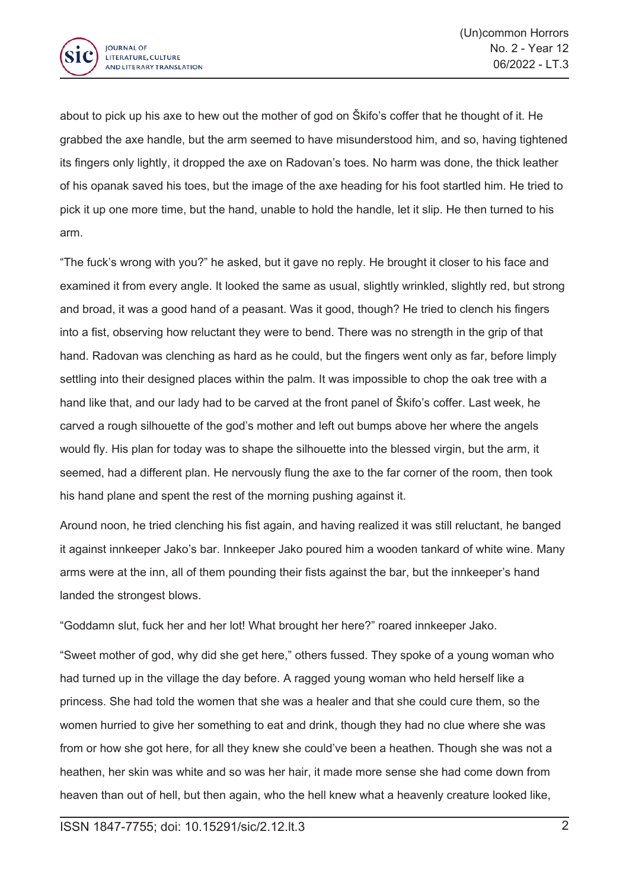about to pick up his axe to hew out the mother of god on Škifo's coffer that he thought of it. He grabbed the axe handle, but the arm seemed to have misunderstood him, and so, having tightened its fingers only lightly, it dropped the axe on Radovan's toes. No harm was done, the thick leather of his opanak saved his toes, but the image of the axe heading for his foot startled him. He tried to pick it up one more time, but the hand, unable to hold the handle, let it slip. He then turned to his arm.

"The fuck's wrong with you?" he asked, but it gave no reply. He brought it closer to his face and examined it from every angle. It looked the same as usual, slightly wrinkled, slightly red, but strong and broad, it was a good hand of a peasant. Was it good, though? He tried to clench his fingers into a fist, observing how reluctant they were to bend. There was no strength in the grip of that hand. Radovan was clenching as hard as he could, but the fingers went only as far, before limply settling into their designed places within the palm. It was impossible to chop the oak tree with a hand like that, and our lady had to be carved at the front panel of Škifo's coffer. Last week, he carved a rough silhouette of the god's mother and left out bumps above her where the angels would fly. His plan for today was to shape the silhouette into the blessed virgin, but the arm, it seemed, had a different plan. He nervously flung the axe to the far corner of the room, then took his hand plane and spent the rest of the morning pushing against it.

Around noon, he tried clenching his fist again, and having realized it was still reluctant, he banged it against innkeeper Jako's bar. Innkeeper Jako poured him a wooden tankard of white wine. Many arms were at the inn, all of them pounding their fists against the bar, but the innkeeper's hand landed the strongest blows.

"Goddamn slut, fuck her and her lot! What brought her here?" roared innkeeper Jako.

"Sweet mother of god, why did she get here," others fussed. They spoke of a young woman who had turned up in the village the day before. A ragged young woman who held herself like a princess. She had told the women that she was a healer and that she could cure them, so the women hurried to give her something to eat and drink, though they had no clue where she was from or how she got here, for all they knew she could've been a heathen. Though she was not a heathen, her skin was white and so was her hair, it made more sense she had come down from heaven than out of hell, but then again, who the hell knew what a heavenly creature looked like,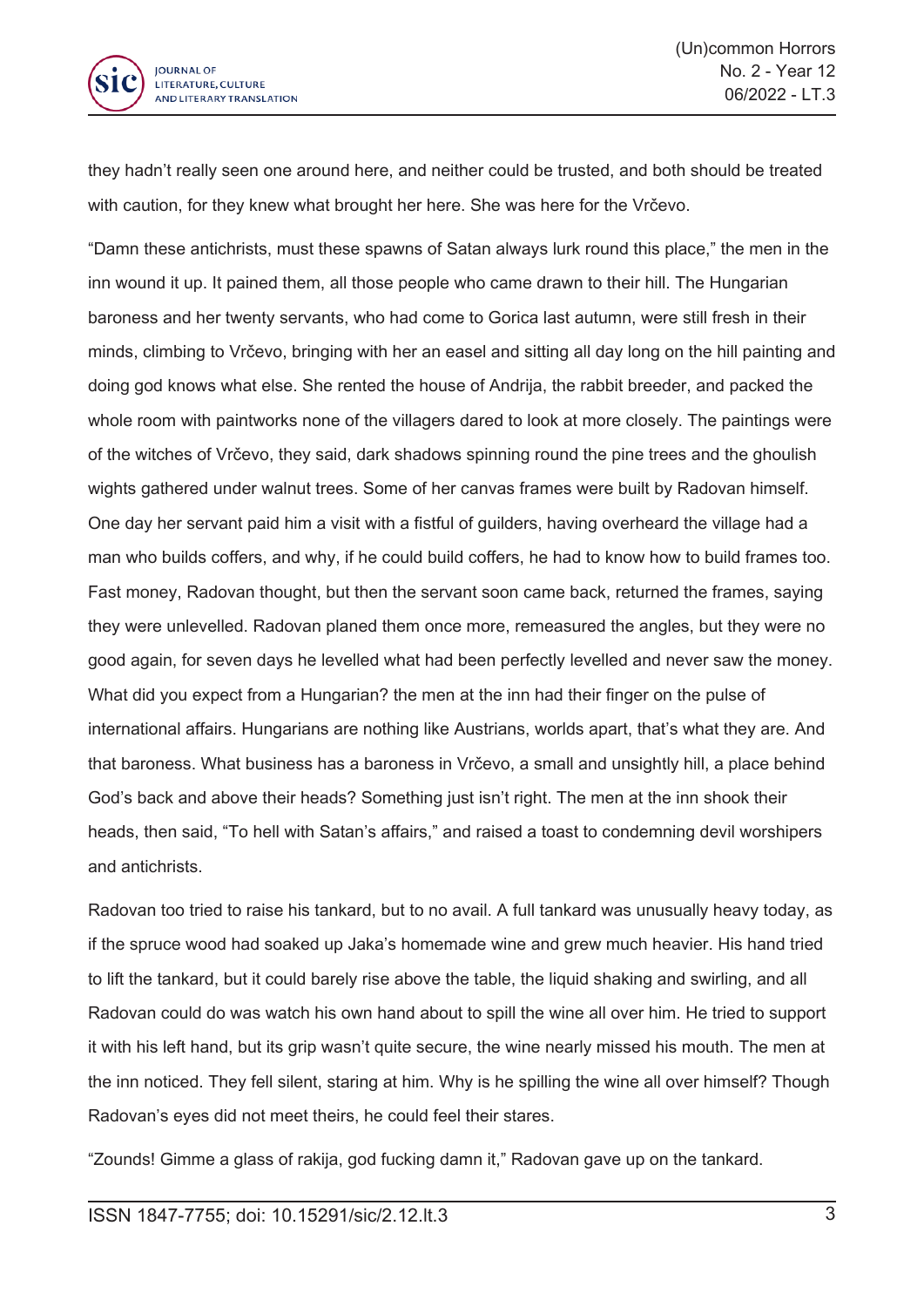they hadn't really seen one around here, and neither could be trusted, and both should be treated with caution, for they knew what brought her here. She was here for the Vrčevo.

"Damn these antichrists, must these spawns of Satan always lurk round this place," the men in the inn wound it up. It pained them, all those people who came drawn to their hill. The Hungarian baroness and her twenty servants, who had come to Gorica last autumn, were still fresh in their minds, climbing to Vrčevo, bringing with her an easel and sitting all day long on the hill painting and doing god knows what else. She rented the house of Andrija, the rabbit breeder, and packed the whole room with paintworks none of the villagers dared to look at more closely. The paintings were of the witches of Vrčevo, they said, dark shadows spinning round the pine trees and the ghoulish wights gathered under walnut trees. Some of her canvas frames were built by Radovan himself. One day her servant paid him a visit with a fistful of guilders, having overheard the village had a man who builds coffers, and why, if he could build coffers, he had to know how to build frames too. Fast money, Radovan thought, but then the servant soon came back, returned the frames, saying they were unlevelled. Radovan planed them once more, remeasured the angles, but they were no good again, for seven days he levelled what had been perfectly levelled and never saw the money. What did you expect from a Hungarian? the men at the inn had their finger on the pulse of international affairs. Hungarians are nothing like Austrians, worlds apart, that's what they are. And that baroness. What business has a baroness in Vrčevo, a small and unsightly hill, a place behind God's back and above their heads? Something just isn't right. The men at the inn shook their heads, then said, "To hell with Satan's affairs," and raised a toast to condemning devil worshipers and antichrists.

Radovan too tried to raise his tankard, but to no avail. A full tankard was unusually heavy today, as if the spruce wood had soaked up Jaka's homemade wine and grew much heavier. His hand tried to lift the tankard, but it could barely rise above the table, the liquid shaking and swirling, and all Radovan could do was watch his own hand about to spill the wine all over him. He tried to support it with his left hand, but its grip wasn't quite secure, the wine nearly missed his mouth. The men at the inn noticed. They fell silent, staring at him. Why is he spilling the wine all over himself? Though Radovan's eyes did not meet theirs, he could feel their stares.

"Zounds! Gimme a glass of rakija, god fucking damn it," Radovan gave up on the tankard.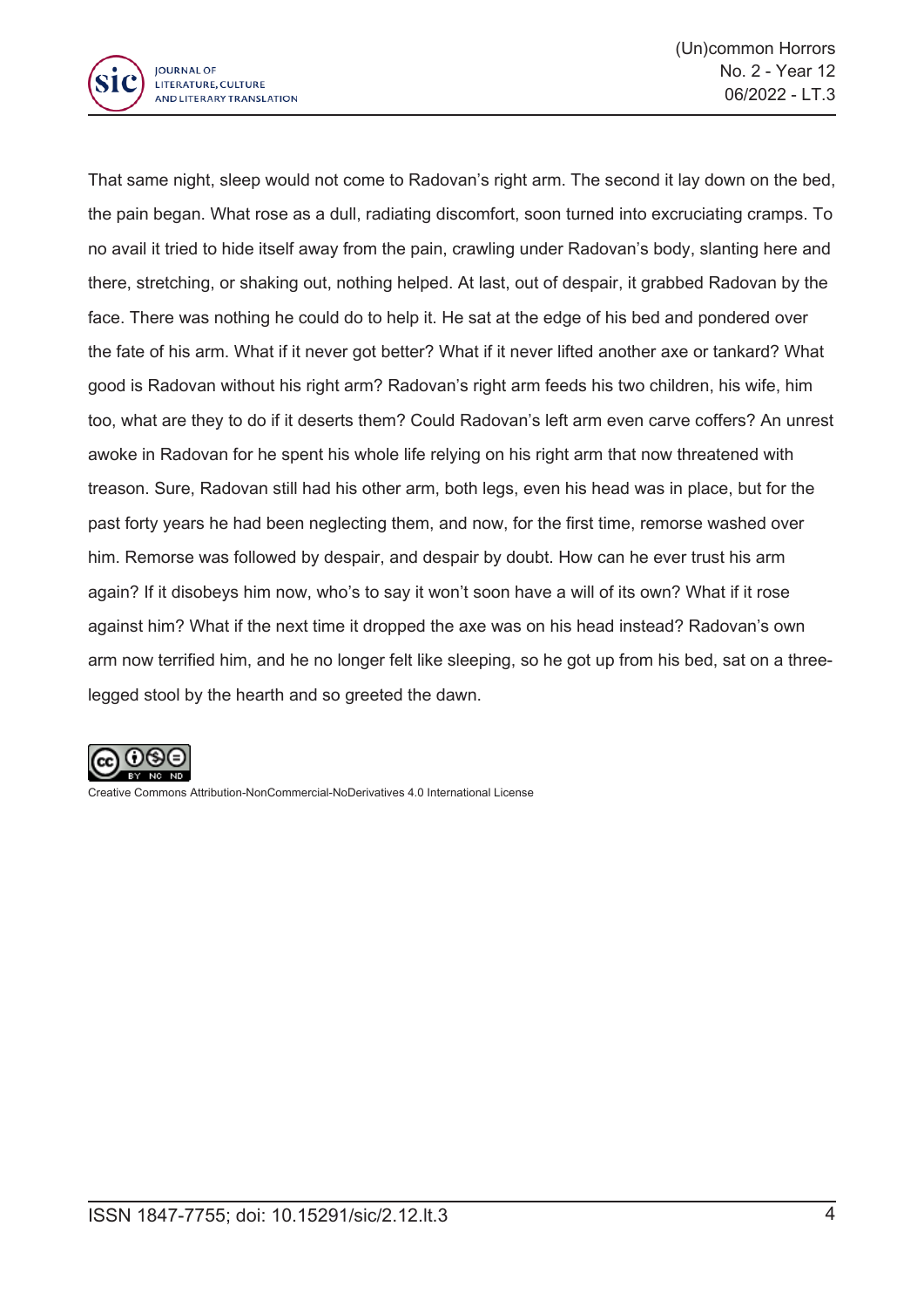That same night, sleep would not come to Radovan's right arm. The second it lay down on the bed, the pain began. What rose as a dull, radiating discomfort, soon turned into excruciating cramps. To no avail it tried to hide itself away from the pain, crawling under Radovan's body, slanting here and there, stretching, or shaking out, nothing helped. At last, out of despair, it grabbed Radovan by the face. There was nothing he could do to help it. He sat at the edge of his bed and pondered over the fate of his arm. What if it never got better? What if it never lifted another axe or tankard? What good is Radovan without his right arm? Radovan's right arm feeds his two children, his wife, him too, what are they to do if it deserts them? Could Radovan's left arm even carve coffers? An unrest awoke in Radovan for he spent his whole life relying on his right arm that now threatened with treason. Sure, Radovan still had his other arm, both legs, even his head was in place, but for the past forty years he had been neglecting them, and now, for the first time, remorse washed over him. Remorse was followed by despair, and despair by doubt. How can he ever trust his arm again? If it disobeys him now, who's to say it won't soon have a will of its own? What if it rose against him? What if the next time it dropped the axe was on his head instead? Radovan's own arm now terrified him, and he no longer felt like sleeping, so he got up from his bed, sat on a three-legged stool by the hearth and so greeted the dawn.

Creative Commons Attribution-NonCommercial-NoDerivatives 4.0 International License